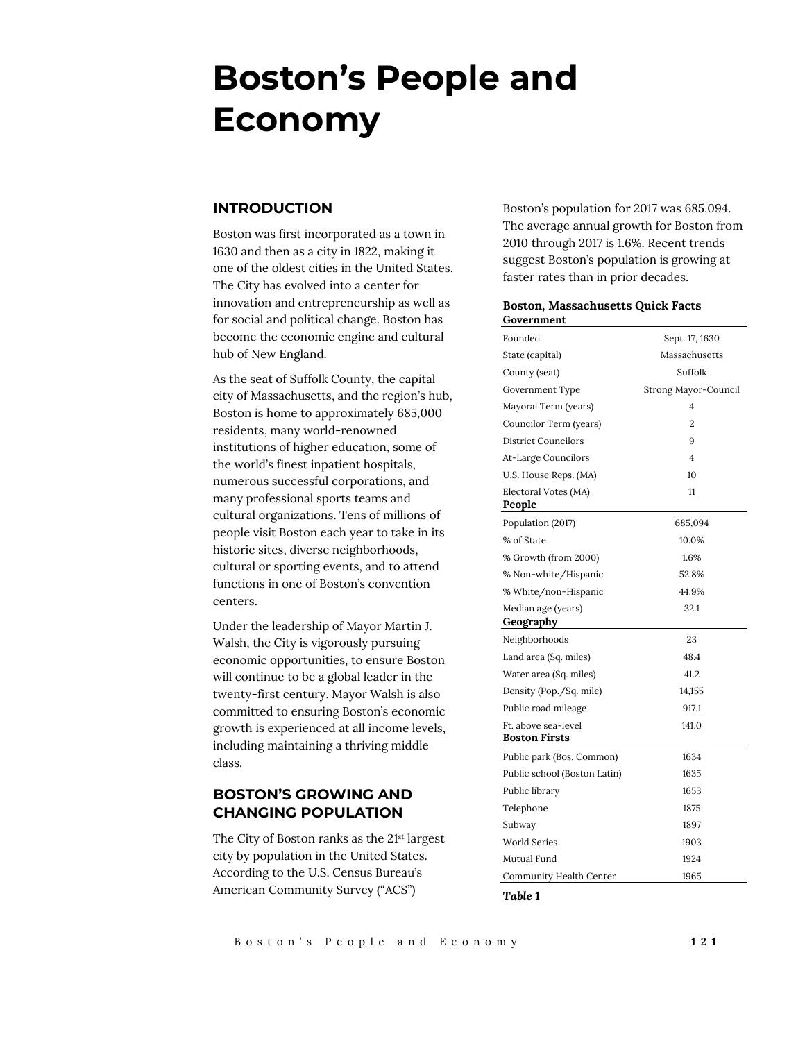# Boston's People and Economy

## INTRODUCTION

Boston was first incorporated as a town in 1630 and then as a city in 1822, making it one of the oldest cities in the United States. The City has evolved into a center for innovation and entrepreneurship as well as for social and political change. Boston has become the economic engine and cultural hub of New England.

As the seat of Suffolk County, the capital city of Massachusetts, and the region's hub, Boston is home to approximately 685,000 residents, many world-renowned institutions of higher education, some of the world's finest inpatient hospitals, numerous successful corporations, and many professional sports teams and cultural organizations. Tens of millions of people visit Boston each year to take in its historic sites, diverse neighborhoods, cultural or sporting events, and to attend functions in one of Boston's convention centers.

Under the leadership of Mayor Martin J. Walsh, the City is vigorously pursuing economic opportunities, to ensure Boston will continue to be a global leader in the twenty-first century. Mayor Walsh is also committed to ensuring Boston's economic growth is experienced at all income levels, including maintaining a thriving middle class.

## BOSTON'S GROWING AND CHANGING POPULATION

The City of Boston ranks as the 21st largest city by population in the United States. According to the U.S. Census Bureau's American Community Survey ("ACS") Boston's population for 2017 was 685,094. The average annual growth for Boston from 2010 through 2017 is 1.6%. Recent trends suggest Boston's population is growing at faster rates than in prior decades.

**Boston, Massachusetts Quick Facts**

| **Government** | |
|---|---|
| Founded | Sept. 17, 1630 |
| State (capital) | Massachusetts |
| County (seat) | Suffolk |
| Government Type | Strong Mayor-Council |
| Mayoral Term (years) | 4 |
| Councilor Term (years) | 2 |
| District Councilors | 9 |
| At-Large Councilors | 4 |
| U.S. House Reps. (MA) | 10 |
| Electoral Votes (MA) | 11 |
| **People** | |
| Population (2017) | 685,094 |
| % of State | 10.0% |
| % Growth (from 2000) | 1.6% |
| % Non-white/Hispanic | 52.8% |
| % White/non-Hispanic | 44.9% |
| Median age (years) | 32.1 |
| **Geography** | |
| Neighborhoods | 23 |
| Land area (Sq. miles) | 48.4 |
| Water area (Sq. miles) | 41.2 |
| Density (Pop./Sq. mile) | 14,155 |
| Public road mileage | 917.1 |
| Ft. above sea-level | 141.0 |
| **Boston Firsts** | |
| Public park (Bos. Common) | 1634 |
| Public school (Boston Latin) | 1635 |
| Public library | 1653 |
| Telephone | 1875 |
| Subway | 1897 |
| World Series | 1903 |
| Mutual Fund | 1924 |
| Community Health Center | 1965 |

*Table 1*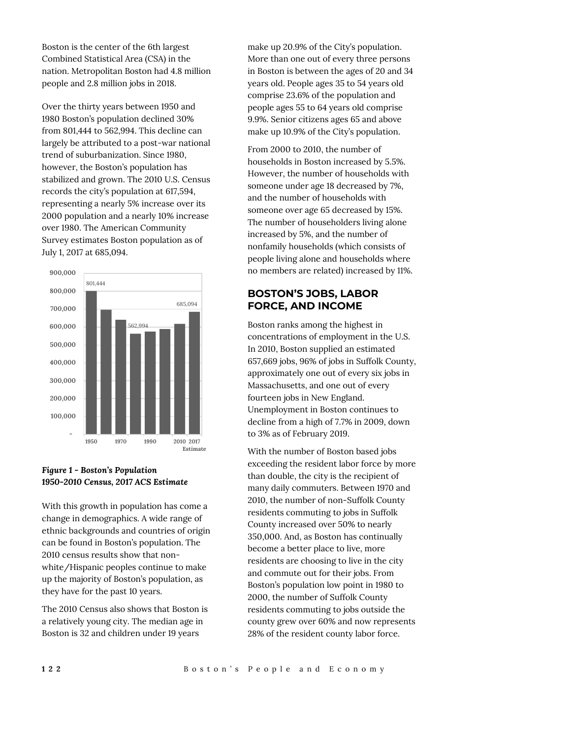Boston is the center of the 6th largest Combined Statistical Area (CSA) in the nation. Metropolitan Boston had 4.8 million people and 2.8 million jobs in 2018.

Over the thirty years between 1950 and 1980 Boston's population declined 30% from 801,444 to 562,994. This decline can largely be attributed to a post-war national trend of suburbanization. Since 1980, however, the Boston's population has stabilized and grown. The 2010 U.S. Census records the city's population at 617,594, representing a nearly 5% increase over its 2000 population and a nearly 10% increase over 1980. The American Community Survey estimates Boston population as of July 1, 2017 at 685,094.

*Figure 1 - Boston's Population 1950-2010 Census, 2017 ACS Estimate*

With this growth in population has come a change in demographics. A wide range of ethnic backgrounds and countries of origin can be found in Boston's population. The 2010 census results show that non-white/Hispanic peoples continue to make up the majority of Boston's population, as they have for the past 10 years.

The 2010 Census also shows that Boston is a relatively young city. The median age in Boston is 32 and children under 19 years make up 20.9% of the City's population. More than one out of every three persons in Boston is between the ages of 20 and 34 years old. People ages 35 to 54 years old comprise 23.6% of the population and people ages 55 to 64 years old comprise 9.9%. Senior citizens ages 65 and above make up 10.9% of the City's population.

From 2000 to 2010, the number of households in Boston increased by 5.5%. However, the number of households with someone under age 18 decreased by 7%, and the number of households with someone over age 65 decreased by 15%. The number of householders living alone increased by 5%, and the number of nonfamily households (which consists of people living alone and households where no members are related) increased by 11%.

## BOSTON'S JOBS, LABOR FORCE, AND INCOME

Boston ranks among the highest in concentrations of employment in the U.S. In 2010, Boston supplied an estimated 657,669 jobs, 96% of jobs in Suffolk County, approximately one out of every six jobs in Massachusetts, and one out of every fourteen jobs in New England. Unemployment in Boston continues to decline from a high of 7.7% in 2009, down to 3% as of February 2019.

With the number of Boston based jobs exceeding the resident labor force by more than double, the city is the recipient of many daily commuters. Between 1970 and 2010, the number of non-Suffolk County residents commuting to jobs in Suffolk County increased over 50% to nearly 350,000. And, as Boston has continually become a better place to live, more residents are choosing to live in the city and commute out for their jobs. From Boston's population low point in 1980 to 2000, the number of Suffolk County residents commuting to jobs outside the county grew over 60% and now represents 28% of the resident county labor force.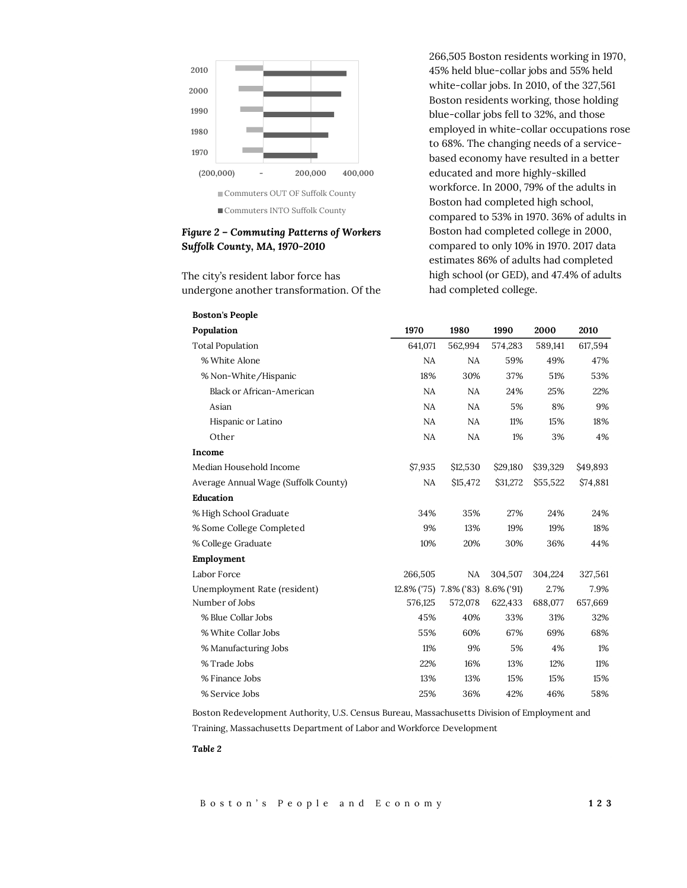*Figure 2 – Commuting Patterns of Workers Suffolk County, MA, 1970-2010*

The city's resident labor force has undergone another transformation. Of the 266,505 Boston residents working in 1970, 45% held blue-collar jobs and 55% held white-collar jobs. In 2010, of the 327,561 Boston residents working, those holding blue-collar jobs fell to 32%, and those employed in white-collar occupations rose to 68%. The changing needs of a service-based economy have resulted in a better educated and more highly-skilled workforce. In 2000, 79% of the adults in Boston had completed high school, compared to 53% in 1970. 36% of adults in Boston had completed college in 2000, compared to only 10% in 1970. 2017 data estimates 86% of adults had completed high school (or GED), and 47.4% of adults had completed college.

| **Boston's People** | | | | | |
|---|---|---|---|---|---|
| **Population** | **1970** | **1980** | **1990** | **2000** | **2010** |
| Total Population | 641,071 | 562,994 | 574,283 | 589,141 | 617,594 |
| % White Alone | NA | NA | 59% | 49% | 47% |
| % Non-White/Hispanic | 18% | 30% | 37% | 51% | 53% |
| Black or African-American | NA | NA | 24% | 25% | 22% |
| Asian | NA | NA | 5% | 8% | 9% |
| Hispanic or Latino | NA | NA | 11% | 15% | 18% |
| Other | NA | NA | 1% | 3% | 4% |
| **Income** | | | | | |
| Median Household Income | $7,935 | $12,530 | $29,180 | $39,329 | $49,893 |
| Average Annual Wage (Suffolk County) | NA | $15,472 | $31,272 | $55,522 | $74,881 |
| **Education** | | | | | |
| % High School Graduate | 34% | 35% | 27% | 24% | 24% |
| % Some College Completed | 9% | 13% | 19% | 19% | 18% |
| % College Graduate | 10% | 20% | 30% | 36% | 44% |
| **Employment** | | | | | |
| Labor Force | 266,505 | NA | 304,507 | 304,224 | 327,561 |
| Unemployment Rate (resident) | 12.8% ('75) | 7.8% ('83) | 8.6% ('91) | 2.7% | 7.9% |
| Number of Jobs | 576,125 | 572,078 | 622,433 | 688,077 | 657,669 |
| % Blue Collar Jobs | 45% | 40% | 33% | 31% | 32% |
| % White Collar Jobs | 55% | 60% | 67% | 69% | 68% |
| % Manufacturing Jobs | 11% | 9% | 5% | 4% | 1% |
| % Trade Jobs | 22% | 16% | 13% | 12% | 11% |
| % Finance Jobs | 13% | 13% | 15% | 15% | 15% |
| % Service Jobs | 25% | 36% | 42% | 46% | 58% |

Boston Redevelopment Authority, U.S. Census Bureau, Massachusetts Division of Employment and Training, Massachusetts Department of Labor and Workforce Development

***Table 2***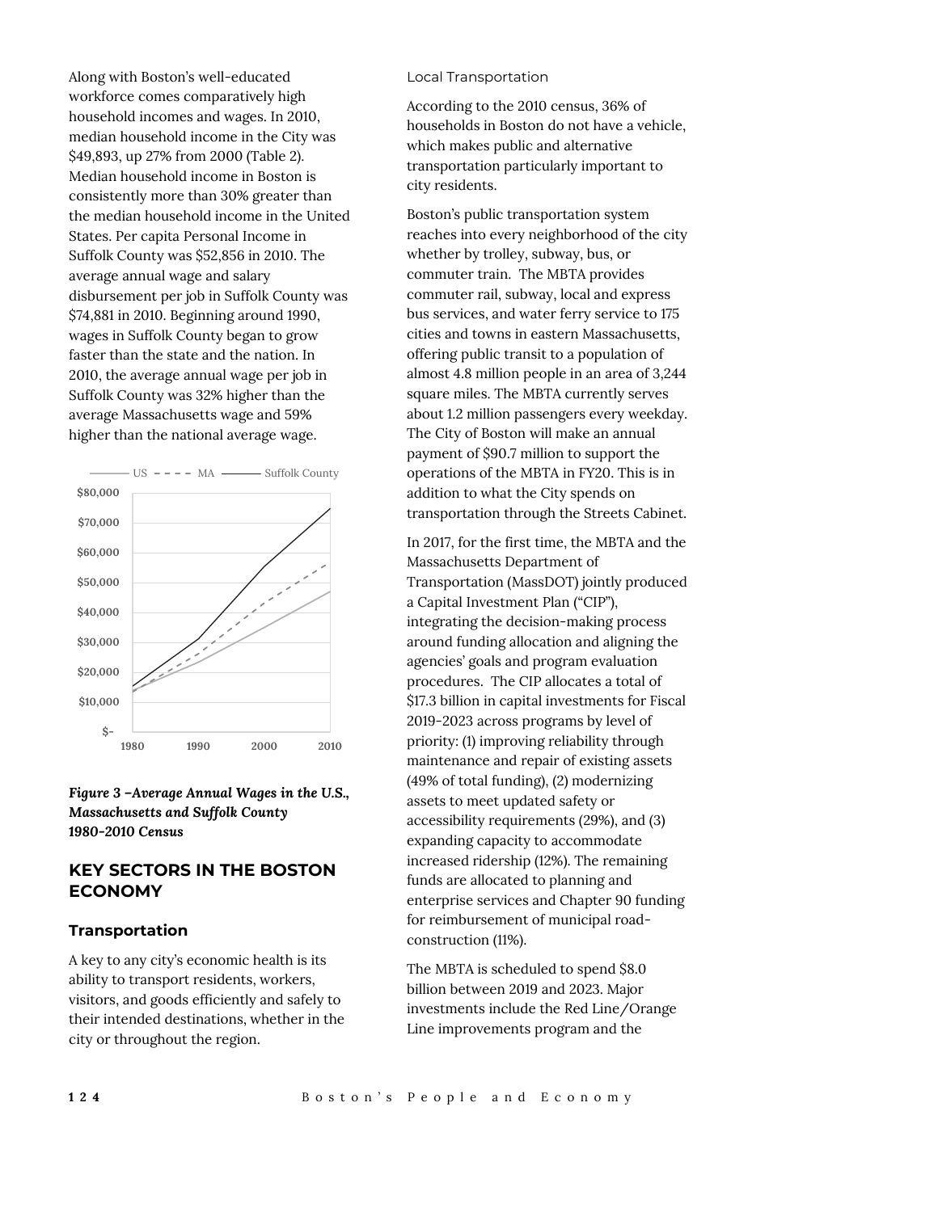Along with Boston's well-educated workforce comes comparatively high household incomes and wages. In 2010, median household income in the City was $49,893, up 27% from 2000 (Table 2). Median household income in Boston is consistently more than 30% greater than the median household income in the United States. Per capita Personal Income in Suffolk County was $52,856 in 2010. The average annual wage and salary disbursement per job in Suffolk County was $74,881 in 2010. Beginning around 1990, wages in Suffolk County began to grow faster than the state and the nation. In 2010, the average annual wage per job in Suffolk County was 32% higher than the average Massachusetts wage and 59% higher than the national average wage.

***Figure 3 –Average Annual Wages in the U.S., Massachusetts and Suffolk County 1980-2010 Census***

## KEY SECTORS IN THE BOSTON ECONOMY

### Transportation

A key to any city's economic health is its ability to transport residents, workers, visitors, and goods efficiently and safely to their intended destinations, whether in the city or throughout the region.

#### Local Transportation

According to the 2010 census, 36% of households in Boston do not have a vehicle, which makes public and alternative transportation particularly important to city residents.

Boston's public transportation system reaches into every neighborhood of the city whether by trolley, subway, bus, or commuter train. The MBTA provides commuter rail, subway, local and express bus services, and water ferry service to 175 cities and towns in eastern Massachusetts, offering public transit to a population of almost 4.8 million people in an area of 3,244 square miles. The MBTA currently serves about 1.2 million passengers every weekday. The City of Boston will make an annual payment of $90.7 million to support the operations of the MBTA in FY20. This is in addition to what the City spends on transportation through the Streets Cabinet.

In 2017, for the first time, the MBTA and the Massachusetts Department of Transportation (MassDOT) jointly produced a Capital Investment Plan ("CIP"), integrating the decision-making process around funding allocation and aligning the agencies' goals and program evaluation procedures. The CIP allocates a total of $17.3 billion in capital investments for Fiscal 2019-2023 across programs by level of priority: (1) improving reliability through maintenance and repair of existing assets (49% of total funding), (2) modernizing assets to meet updated safety or accessibility requirements (29%), and (3) expanding capacity to accommodate increased ridership (12%). The remaining funds are allocated to planning and enterprise services and Chapter 90 funding for reimbursement of municipal road-construction (11%).

The MBTA is scheduled to spend $8.0 billion between 2019 and 2023. Major investments include the Red Line/Orange Line improvements program and the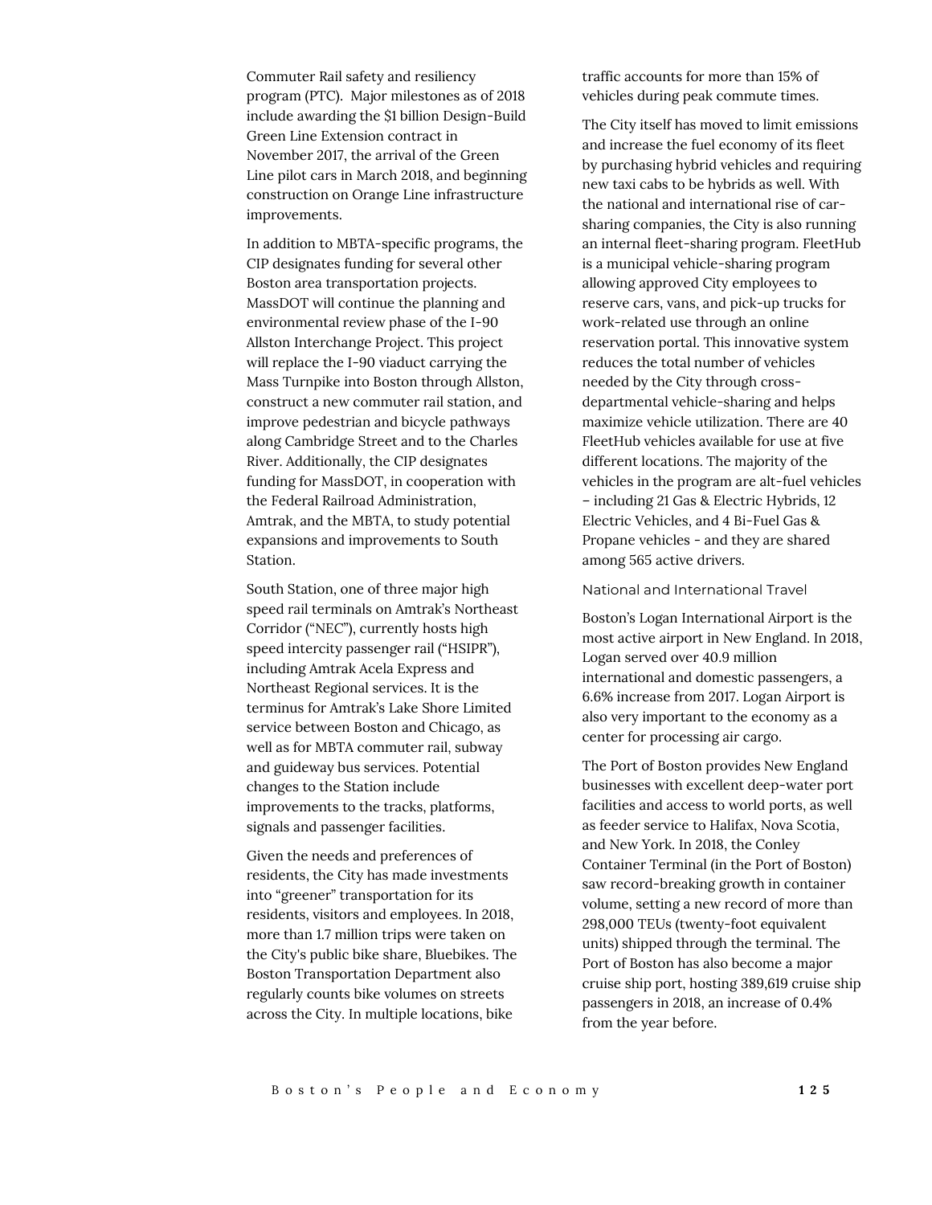Commuter Rail safety and resiliency program (PTC). Major milestones as of 2018 include awarding the $1 billion Design-Build Green Line Extension contract in November 2017, the arrival of the Green Line pilot cars in March 2018, and beginning construction on Orange Line infrastructure improvements.

In addition to MBTA-specific programs, the CIP designates funding for several other Boston area transportation projects. MassDOT will continue the planning and environmental review phase of the I-90 Allston Interchange Project. This project will replace the I-90 viaduct carrying the Mass Turnpike into Boston through Allston, construct a new commuter rail station, and improve pedestrian and bicycle pathways along Cambridge Street and to the Charles River. Additionally, the CIP designates funding for MassDOT, in cooperation with the Federal Railroad Administration, Amtrak, and the MBTA, to study potential expansions and improvements to South Station.

South Station, one of three major high speed rail terminals on Amtrak's Northeast Corridor ("NEC"), currently hosts high speed intercity passenger rail ("HSIPR"), including Amtrak Acela Express and Northeast Regional services. It is the terminus for Amtrak's Lake Shore Limited service between Boston and Chicago, as well as for MBTA commuter rail, subway and guideway bus services. Potential changes to the Station include improvements to the tracks, platforms, signals and passenger facilities.

Given the needs and preferences of residents, the City has made investments into "greener" transportation for its residents, visitors and employees. In 2018, more than 1.7 million trips were taken on the City's public bike share, Bluebikes. The Boston Transportation Department also regularly counts bike volumes on streets across the City. In multiple locations, bike traffic accounts for more than 15% of vehicles during peak commute times.

The City itself has moved to limit emissions and increase the fuel economy of its fleet by purchasing hybrid vehicles and requiring new taxi cabs to be hybrids as well. With the national and international rise of car-sharing companies, the City is also running an internal fleet-sharing program. FleetHub is a municipal vehicle-sharing program allowing approved City employees to reserve cars, vans, and pick-up trucks for work-related use through an online reservation portal. This innovative system reduces the total number of vehicles needed by the City through cross-departmental vehicle-sharing and helps maximize vehicle utilization. There are 40 FleetHub vehicles available for use at five different locations. The majority of the vehicles in the program are alt-fuel vehicles – including 21 Gas & Electric Hybrids, 12 Electric Vehicles, and 4 Bi-Fuel Gas & Propane vehicles - and they are shared among 565 active drivers.

### National and International Travel

Boston's Logan International Airport is the most active airport in New England. In 2018, Logan served over 40.9 million international and domestic passengers, a 6.6% increase from 2017. Logan Airport is also very important to the economy as a center for processing air cargo.

The Port of Boston provides New England businesses with excellent deep-water port facilities and access to world ports, as well as feeder service to Halifax, Nova Scotia, and New York. In 2018, the Conley Container Terminal (in the Port of Boston) saw record-breaking growth in container volume, setting a new record of more than 298,000 TEUs (twenty-foot equivalent units) shipped through the terminal. The Port of Boston has also become a major cruise ship port, hosting 389,619 cruise ship passengers in 2018, an increase of 0.4% from the year before.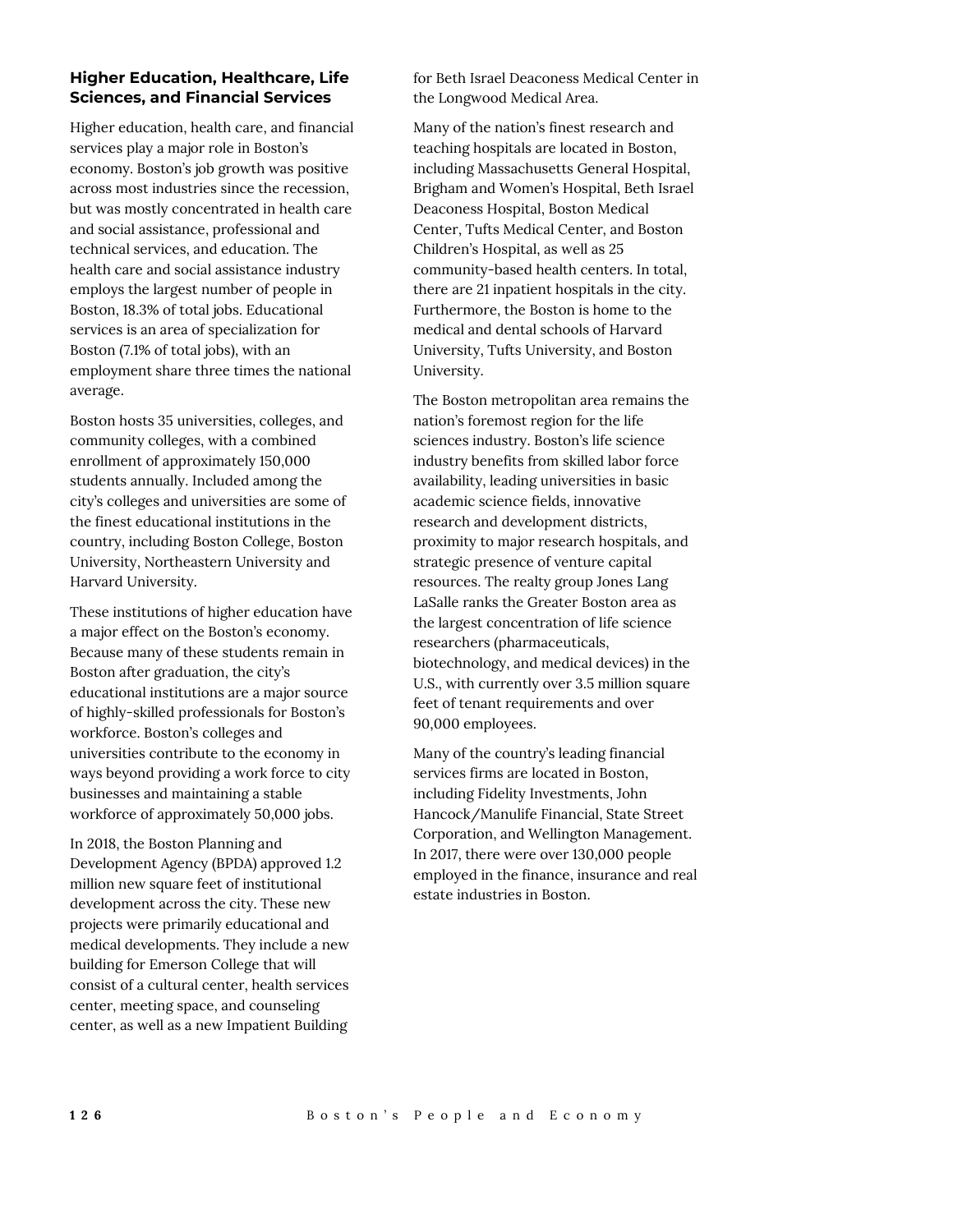### Higher Education, Healthcare, Life Sciences, and Financial Services

Higher education, health care, and financial services play a major role in Boston's economy. Boston's job growth was positive across most industries since the recession, but was mostly concentrated in health care and social assistance, professional and technical services, and education. The health care and social assistance industry employs the largest number of people in Boston, 18.3% of total jobs. Educational services is an area of specialization for Boston (7.1% of total jobs), with an employment share three times the national average.

Boston hosts 35 universities, colleges, and community colleges, with a combined enrollment of approximately 150,000 students annually. Included among the city's colleges and universities are some of the finest educational institutions in the country, including Boston College, Boston University, Northeastern University and Harvard University.

These institutions of higher education have a major effect on the Boston's economy. Because many of these students remain in Boston after graduation, the city's educational institutions are a major source of highly-skilled professionals for Boston's workforce. Boston's colleges and universities contribute to the economy in ways beyond providing a work force to city businesses and maintaining a stable workforce of approximately 50,000 jobs.

In 2018, the Boston Planning and Development Agency (BPDA) approved 1.2 million new square feet of institutional development across the city. These new projects were primarily educational and medical developments. They include a new building for Emerson College that will consist of a cultural center, health services center, meeting space, and counseling center, as well as a new Impatient Building for Beth Israel Deaconess Medical Center in the Longwood Medical Area.

Many of the nation's finest research and teaching hospitals are located in Boston, including Massachusetts General Hospital, Brigham and Women's Hospital, Beth Israel Deaconess Hospital, Boston Medical Center, Tufts Medical Center, and Boston Children's Hospital, as well as 25 community-based health centers. In total, there are 21 inpatient hospitals in the city. Furthermore, the Boston is home to the medical and dental schools of Harvard University, Tufts University, and Boston University.

The Boston metropolitan area remains the nation's foremost region for the life sciences industry. Boston's life science industry benefits from skilled labor force availability, leading universities in basic academic science fields, innovative research and development districts, proximity to major research hospitals, and strategic presence of venture capital resources. The realty group Jones Lang LaSalle ranks the Greater Boston area as the largest concentration of life science researchers (pharmaceuticals, biotechnology, and medical devices) in the U.S., with currently over 3.5 million square feet of tenant requirements and over 90,000 employees.

Many of the country's leading financial services firms are located in Boston, including Fidelity Investments, John Hancock/Manulife Financial, State Street Corporation, and Wellington Management. In 2017, there were over 130,000 people employed in the finance, insurance and real estate industries in Boston.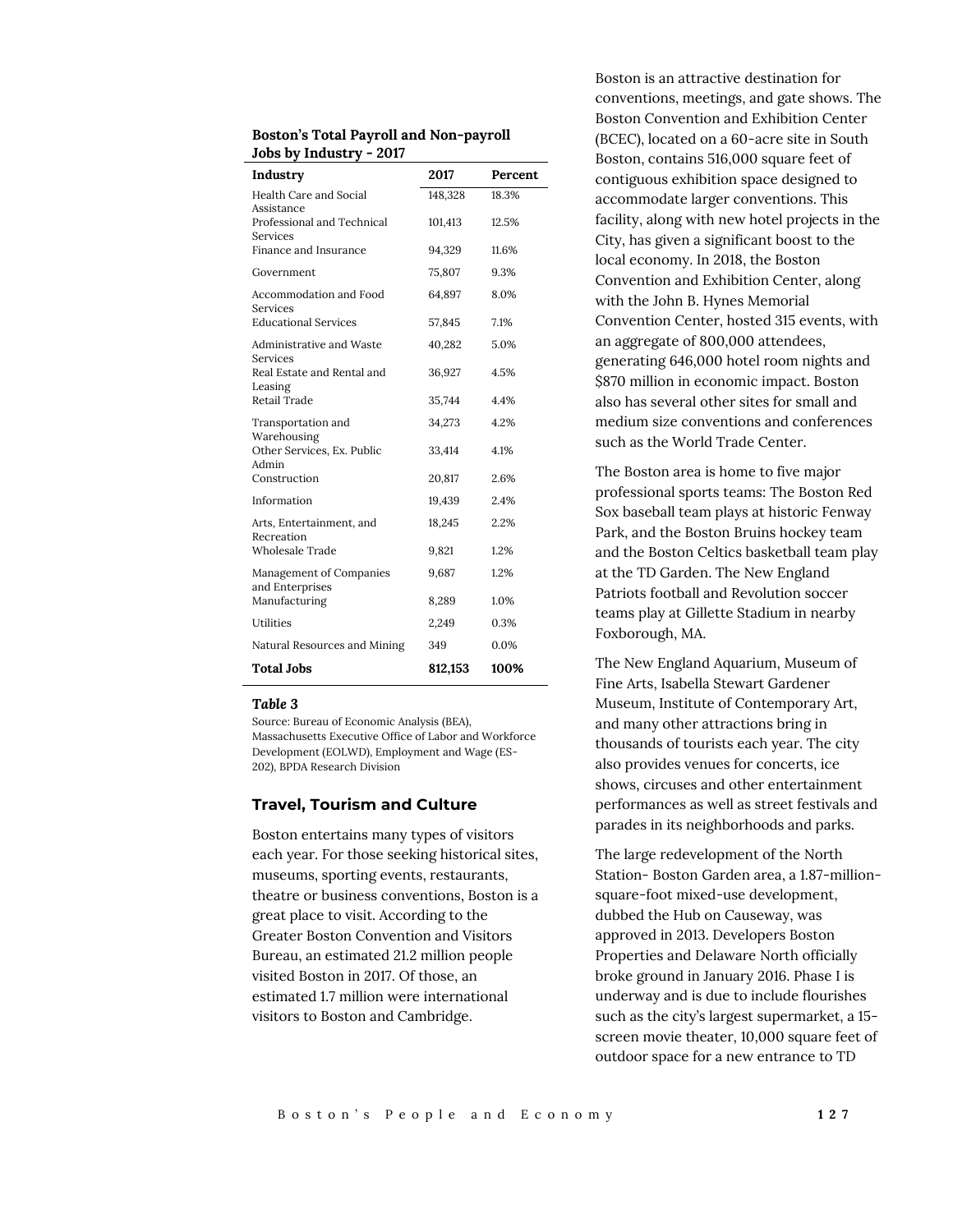**Boston's Total Payroll and Non-payroll Jobs by Industry - 2017**

| Industry | 2017 | Percent |
|---|---|---|
| Health Care and Social Assistance | 148,328 | 18.3% |
| Professional and Technical Services | 101,413 | 12.5% |
| Finance and Insurance | 94,329 | 11.6% |
| Government | 75,807 | 9.3% |
| Accommodation and Food Services | 64,897 | 8.0% |
| Educational Services | 57,845 | 7.1% |
| Administrative and Waste Services | 40,282 | 5.0% |
| Real Estate and Rental and Leasing | 36,927 | 4.5% |
| Retail Trade | 35,744 | 4.4% |
| Transportation and Warehousing | 34,273 | 4.2% |
| Other Services, Ex. Public Admin | 33,414 | 4.1% |
| Construction | 20,817 | 2.6% |
| Information | 19,439 | 2.4% |
| Arts, Entertainment, and Recreation | 18,245 | 2.2% |
| Wholesale Trade | 9,821 | 1.2% |
| Management of Companies and Enterprises | 9,687 | 1.2% |
| Manufacturing | 8,289 | 1.0% |
| Utilities | 2,249 | 0.3% |
| Natural Resources and Mining | 349 | 0.0% |
| **Total Jobs** | **812,153** | **100%** |

***Table 3***

Source: Bureau of Economic Analysis (BEA), Massachusetts Executive Office of Labor and Workforce Development (EOLWD), Employment and Wage (ES-202), BPDA Research Division

## Travel, Tourism and Culture

Boston entertains many types of visitors each year. For those seeking historical sites, museums, sporting events, restaurants, theatre or business conventions, Boston is a great place to visit. According to the Greater Boston Convention and Visitors Bureau, an estimated 21.2 million people visited Boston in 2017. Of those, an estimated 1.7 million were international visitors to Boston and Cambridge.

Boston is an attractive destination for conventions, meetings, and gate shows. The Boston Convention and Exhibition Center (BCEC), located on a 60-acre site in South Boston, contains 516,000 square feet of contiguous exhibition space designed to accommodate larger conventions. This facility, along with new hotel projects in the City, has given a significant boost to the local economy. In 2018, the Boston Convention and Exhibition Center, along with the John B. Hynes Memorial Convention Center, hosted 315 events, with an aggregate of 800,000 attendees, generating 646,000 hotel room nights and $870 million in economic impact. Boston also has several other sites for small and medium size conventions and conferences such as the World Trade Center.

The Boston area is home to five major professional sports teams: The Boston Red Sox baseball team plays at historic Fenway Park, and the Boston Bruins hockey team and the Boston Celtics basketball team play at the TD Garden. The New England Patriots football and Revolution soccer teams play at Gillette Stadium in nearby Foxborough, MA.

The New England Aquarium, Museum of Fine Arts, Isabella Stewart Gardener Museum, Institute of Contemporary Art, and many other attractions bring in thousands of tourists each year. The city also provides venues for concerts, ice shows, circuses and other entertainment performances as well as street festivals and parades in its neighborhoods and parks.

The large redevelopment of the North Station- Boston Garden area, a 1.87-million-square-foot mixed-use development, dubbed the Hub on Causeway, was approved in 2013. Developers Boston Properties and Delaware North officially broke ground in January 2016. Phase I is underway and is due to include flourishes such as the city's largest supermarket, a 15-screen movie theater, 10,000 square feet of outdoor space for a new entrance to TD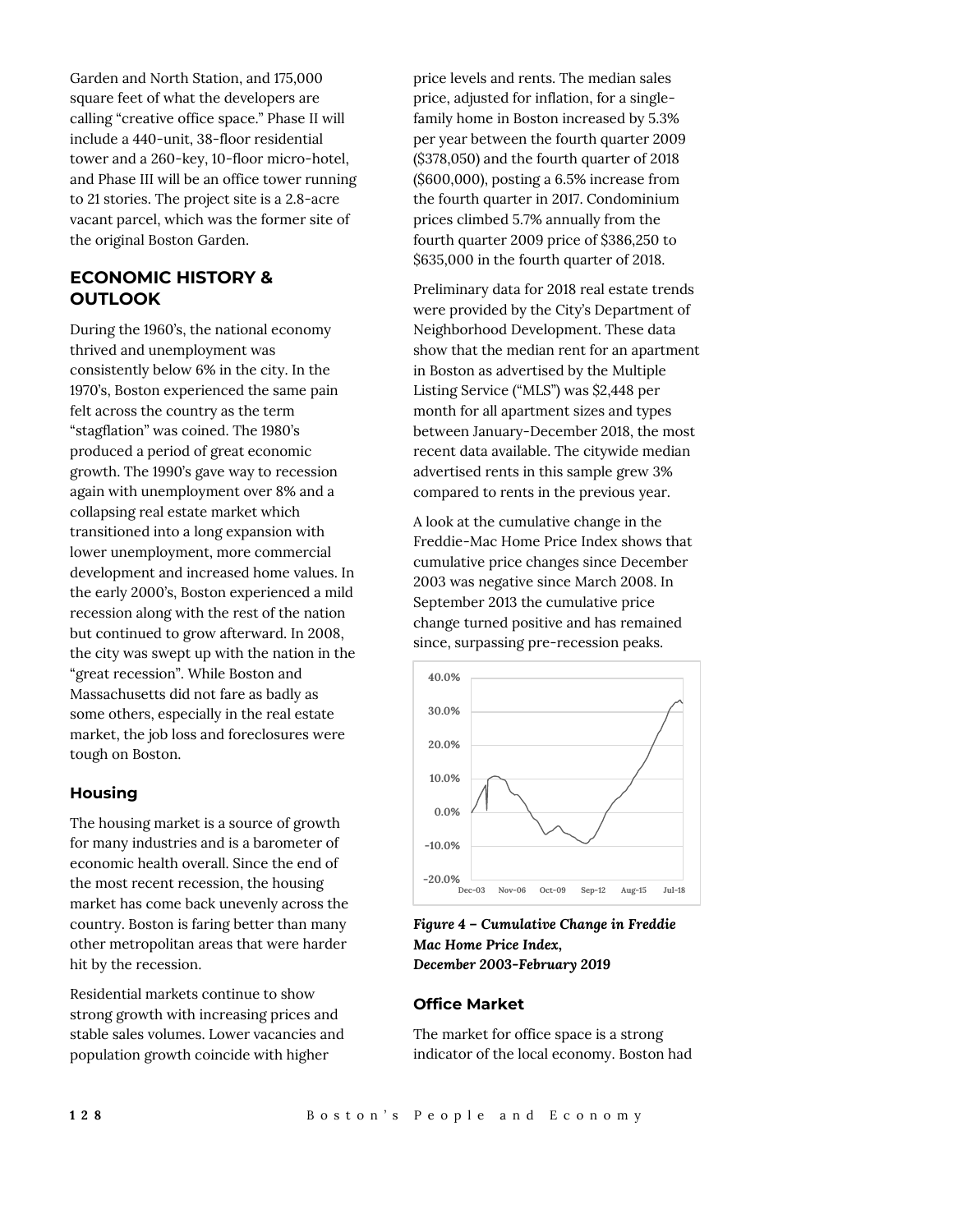Garden and North Station, and 175,000 square feet of what the developers are calling "creative office space." Phase II will include a 440-unit, 38-floor residential tower and a 260-key, 10-floor micro-hotel, and Phase III will be an office tower running to 21 stories. The project site is a 2.8-acre vacant parcel, which was the former site of the original Boston Garden.

## ECONOMIC HISTORY & OUTLOOK

During the 1960's, the national economy thrived and unemployment was consistently below 6% in the city. In the 1970's, Boston experienced the same pain felt across the country as the term "stagflation" was coined. The 1980's produced a period of great economic growth. The 1990's gave way to recession again with unemployment over 8% and a collapsing real estate market which transitioned into a long expansion with lower unemployment, more commercial development and increased home values. In the early 2000's, Boston experienced a mild recession along with the rest of the nation but continued to grow afterward. In 2008, the city was swept up with the nation in the "great recession". While Boston and Massachusetts did not fare as badly as some others, especially in the real estate market, the job loss and foreclosures were tough on Boston.

### Housing

The housing market is a source of growth for many industries and is a barometer of economic health overall. Since the end of the most recent recession, the housing market has come back unevenly across the country. Boston is faring better than many other metropolitan areas that were harder hit by the recession.

Residential markets continue to show strong growth with increasing prices and stable sales volumes. Lower vacancies and population growth coincide with higher price levels and rents. The median sales price, adjusted for inflation, for a single-family home in Boston increased by 5.3% per year between the fourth quarter 2009 ($378,050) and the fourth quarter of 2018 ($600,000), posting a 6.5% increase from the fourth quarter in 2017. Condominium prices climbed 5.7% annually from the fourth quarter 2009 price of $386,250 to $635,000 in the fourth quarter of 2018.

Preliminary data for 2018 real estate trends were provided by the City's Department of Neighborhood Development. These data show that the median rent for an apartment in Boston as advertised by the Multiple Listing Service ("MLS") was $2,448 per month for all apartment sizes and types between January-December 2018, the most recent data available. The citywide median advertised rents in this sample grew 3% compared to rents in the previous year.

A look at the cumulative change in the Freddie-Mac Home Price Index shows that cumulative price changes since December 2003 was negative since March 2008. In September 2013 the cumulative price change turned positive and has remained since, surpassing pre-recession peaks.

*Figure 4 – Cumulative Change in Freddie Mac Home Price Index, December 2003-February 2019*

### Office Market

The market for office space is a strong indicator of the local economy. Boston had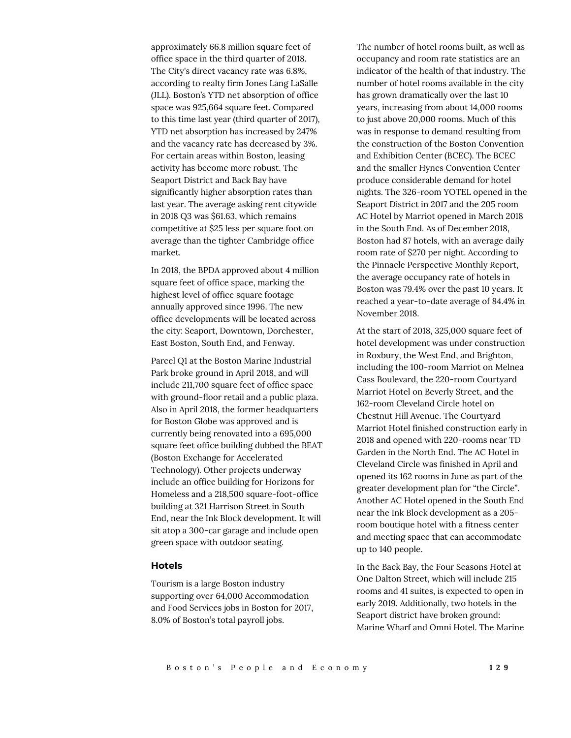approximately 66.8 million square feet of office space in the third quarter of 2018. The City's direct vacancy rate was 6.8%, according to realty firm Jones Lang LaSalle (JLL). Boston's YTD net absorption of office space was 925,664 square feet. Compared to this time last year (third quarter of 2017), YTD net absorption has increased by 247% and the vacancy rate has decreased by 3%. For certain areas within Boston, leasing activity has become more robust. The Seaport District and Back Bay have significantly higher absorption rates than last year. The average asking rent citywide in 2018 Q3 was $61.63, which remains competitive at $25 less per square foot on average than the tighter Cambridge office market.

In 2018, the BPDA approved about 4 million square feet of office space, marking the highest level of office square footage annually approved since 1996. The new office developments will be located across the city: Seaport, Downtown, Dorchester, East Boston, South End, and Fenway.

Parcel Q1 at the Boston Marine Industrial Park broke ground in April 2018, and will include 211,700 square feet of office space with ground-floor retail and a public plaza. Also in April 2018, the former headquarters for Boston Globe was approved and is currently being renovated into a 695,000 square feet office building dubbed the BEAT (Boston Exchange for Accelerated Technology). Other projects underway include an office building for Horizons for Homeless and a 218,500 square-foot-office building at 321 Harrison Street in South End, near the Ink Block development. It will sit atop a 300-car garage and include open green space with outdoor seating.

### Hotels

Tourism is a large Boston industry supporting over 64,000 Accommodation and Food Services jobs in Boston for 2017, 8.0% of Boston's total payroll jobs.

The number of hotel rooms built, as well as occupancy and room rate statistics are an indicator of the health of that industry. The number of hotel rooms available in the city has grown dramatically over the last 10 years, increasing from about 14,000 rooms to just above 20,000 rooms. Much of this was in response to demand resulting from the construction of the Boston Convention and Exhibition Center (BCEC). The BCEC and the smaller Hynes Convention Center produce considerable demand for hotel nights. The 326-room YOTEL opened in the Seaport District in 2017 and the 205 room AC Hotel by Marriot opened in March 2018 in the South End. As of December 2018, Boston had 87 hotels, with an average daily room rate of $270 per night. According to the Pinnacle Perspective Monthly Report, the average occupancy rate of hotels in Boston was 79.4% over the past 10 years. It reached a year-to-date average of 84.4% in November 2018.

At the start of 2018, 325,000 square feet of hotel development was under construction in Roxbury, the West End, and Brighton, including the 100-room Marriot on Melnea Cass Boulevard, the 220-room Courtyard Marriot Hotel on Beverly Street, and the 162-room Cleveland Circle hotel on Chestnut Hill Avenue. The Courtyard Marriot Hotel finished construction early in 2018 and opened with 220-rooms near TD Garden in the North End. The AC Hotel in Cleveland Circle was finished in April and opened its 162 rooms in June as part of the greater development plan for "the Circle". Another AC Hotel opened in the South End near the Ink Block development as a 205-room boutique hotel with a fitness center and meeting space that can accommodate up to 140 people.

In the Back Bay, the Four Seasons Hotel at One Dalton Street, which will include 215 rooms and 41 suites, is expected to open in early 2019. Additionally, two hotels in the Seaport district have broken ground: Marine Wharf and Omni Hotel. The Marine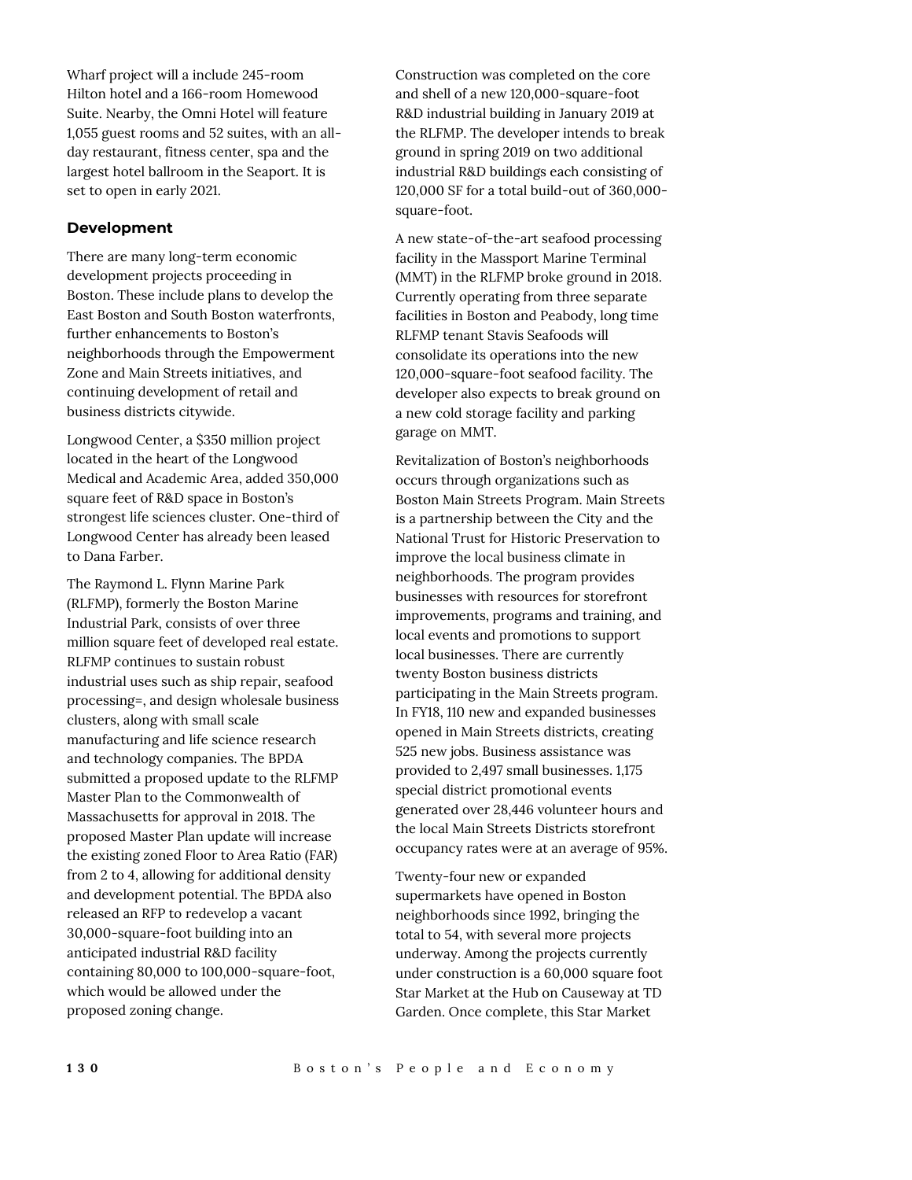Wharf project will a include 245-room Hilton hotel and a 166-room Homewood Suite. Nearby, the Omni Hotel will feature 1,055 guest rooms and 52 suites, with an all-day restaurant, fitness center, spa and the largest hotel ballroom in the Seaport. It is set to open in early 2021.

### Development

There are many long-term economic development projects proceeding in Boston. These include plans to develop the East Boston and South Boston waterfronts, further enhancements to Boston's neighborhoods through the Empowerment Zone and Main Streets initiatives, and continuing development of retail and business districts citywide.

Longwood Center, a $350 million project located in the heart of the Longwood Medical and Academic Area, added 350,000 square feet of R&D space in Boston's strongest life sciences cluster. One-third of Longwood Center has already been leased to Dana Farber.

The Raymond L. Flynn Marine Park (RLFMP), formerly the Boston Marine Industrial Park, consists of over three million square feet of developed real estate. RLFMP continues to sustain robust industrial uses such as ship repair, seafood processing=, and design wholesale business clusters, along with small scale manufacturing and life science research and technology companies. The BPDA submitted a proposed update to the RLFMP Master Plan to the Commonwealth of Massachusetts for approval in 2018. The proposed Master Plan update will increase the existing zoned Floor to Area Ratio (FAR) from 2 to 4, allowing for additional density and development potential. The BPDA also released an RFP to redevelop a vacant 30,000-square-foot building into an anticipated industrial R&D facility containing 80,000 to 100,000-square-foot, which would be allowed under the proposed zoning change.

Construction was completed on the core and shell of a new 120,000-square-foot R&D industrial building in January 2019 at the RLFMP. The developer intends to break ground in spring 2019 on two additional industrial R&D buildings each consisting of 120,000 SF for a total build-out of 360,000-square-foot.

A new state-of-the-art seafood processing facility in the Massport Marine Terminal (MMT) in the RLFMP broke ground in 2018. Currently operating from three separate facilities in Boston and Peabody, long time RLFMP tenant Stavis Seafoods will consolidate its operations into the new 120,000-square-foot seafood facility. The developer also expects to break ground on a new cold storage facility and parking garage on MMT.

Revitalization of Boston's neighborhoods occurs through organizations such as Boston Main Streets Program. Main Streets is a partnership between the City and the National Trust for Historic Preservation to improve the local business climate in neighborhoods. The program provides businesses with resources for storefront improvements, programs and training, and local events and promotions to support local businesses. There are currently twenty Boston business districts participating in the Main Streets program. In FY18, 110 new and expanded businesses opened in Main Streets districts, creating 525 new jobs. Business assistance was provided to 2,497 small businesses. 1,175 special district promotional events generated over 28,446 volunteer hours and the local Main Streets Districts storefront occupancy rates were at an average of 95%.

Twenty-four new or expanded supermarkets have opened in Boston neighborhoods since 1992, bringing the total to 54, with several more projects underway. Among the projects currently under construction is a 60,000 square foot Star Market at the Hub on Causeway at TD Garden. Once complete, this Star Market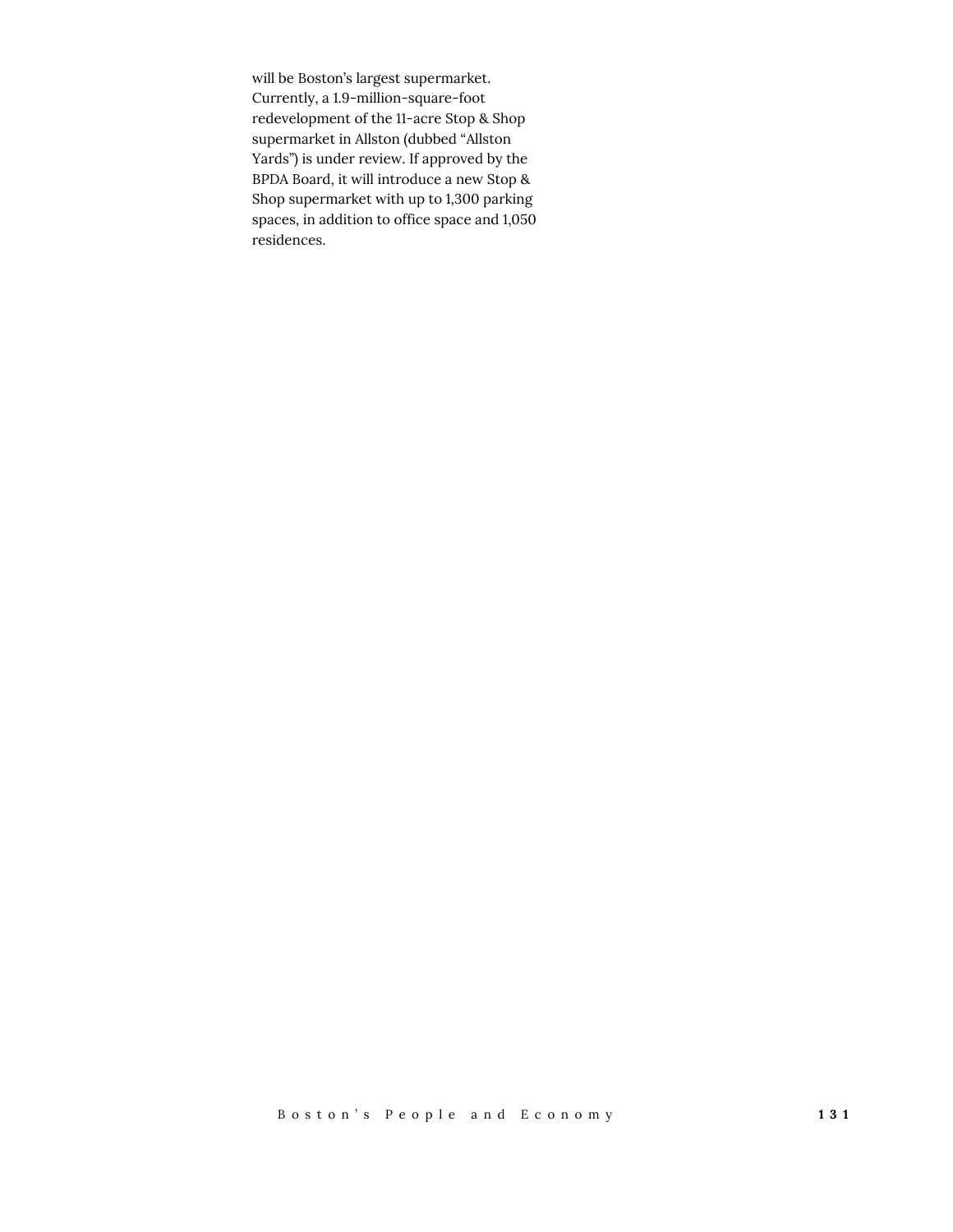will be Boston's largest supermarket. Currently, a 1.9-million-square-foot redevelopment of the 11-acre Stop & Shop supermarket in Allston (dubbed "Allston Yards") is under review. If approved by the BPDA Board, it will introduce a new Stop & Shop supermarket with up to 1,300 parking spaces, in addition to office space and 1,050 residences.